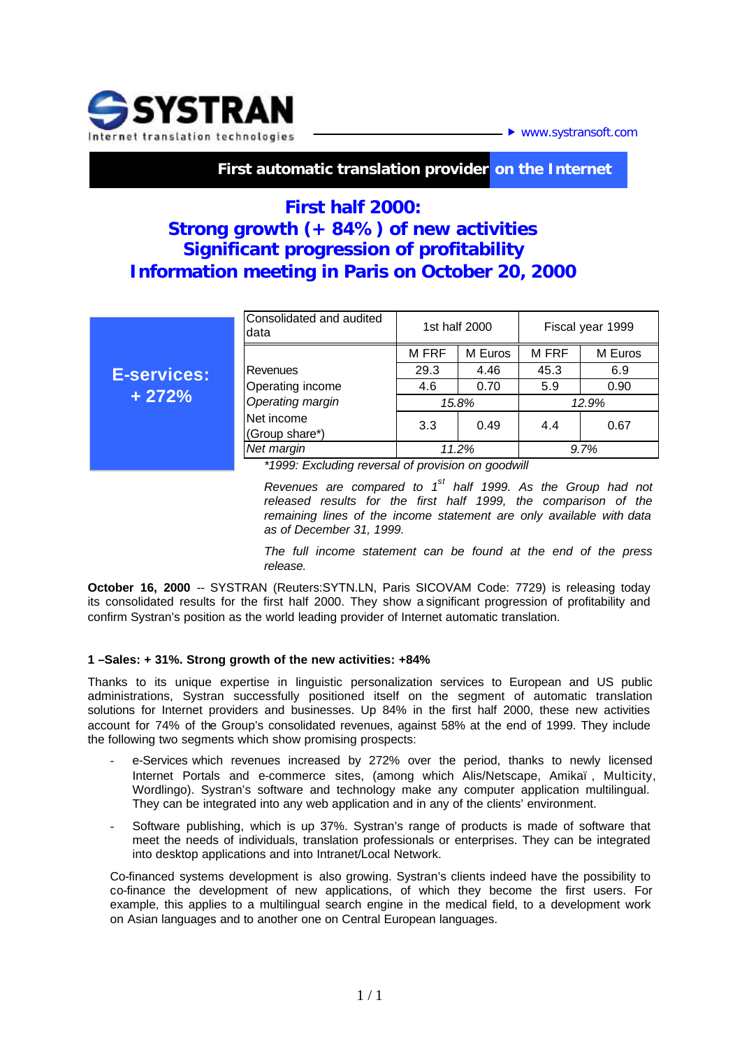**SYSTRAN**
Internet translation technologies

www.systransoft.com

**First automatic translation provider on the Internet**

# First half 2000: Strong growth (+ 84% ) of new activities Significant progression of profitability Information meeting in Paris on October 20, 2000

**E-services: + 272%**

| Consolidated and audited data | 1st half 2000 | | Fiscal year 1999 | |
|---|---|---|---|---|
| | M FRF | M Euros | M FRF | M Euros |
| Revenues | 29.3 | 4.46 | 45.3 | 6.9 |
| Operating income | 4.6 | 0.70 | 5.9 | 0.90 |
| *Operating margin* | *15.8%* | | *12.9%* | |
| Net income (Group share*) | 3.3 | 0.49 | 4.4 | 0.67 |
| *Net margin* | *11.2%* | | *9.7%* | |

*\*1999: Excluding reversal of provision on goodwill*

*Revenues are compared to 1st half 1999. As the Group had not released results for the first half 1999, the comparison of the remaining lines of the income statement are only available with data as of December 31, 1999.*

*The full income statement can be found at the end of the press release.*

**October 16, 2000** -- SYSTRAN (Reuters:SYTN.LN, Paris SICOVAM Code: 7729) is releasing today its consolidated results for the first half 2000. They show a significant progression of profitability and confirm Systran's position as the world leading provider of Internet automatic translation.

**1 –Sales: + 31%. Strong growth of the new activities: +84%**

Thanks to its unique expertise in linguistic personalization services to European and US public administrations, Systran successfully positioned itself on the segment of automatic translation solutions for Internet providers and businesses. Up 84% in the first half 2000, these new activities account for 74% of the Group's consolidated revenues, against 58% at the end of 1999. They include the following two segments which show promising prospects:

- e-Services which revenues increased by 272% over the period, thanks to newly licensed Internet Portals and e-commerce sites, (among which Alis/Netscape, Amikaï , Multicity, Wordlingo). Systran's software and technology make any computer application multilingual. They can be integrated into any web application and in any of the clients' environment.
- Software publishing, which is up 37%. Systran's range of products is made of software that meet the needs of individuals, translation professionals or enterprises. They can be integrated into desktop applications and into Intranet/Local Network.

Co-financed systems development is also growing. Systran's clients indeed have the possibility to co-finance the development of new applications, of which they become the first users. For example, this applies to a multilingual search engine in the medical field, to a development work on Asian languages and to another one on Central European languages.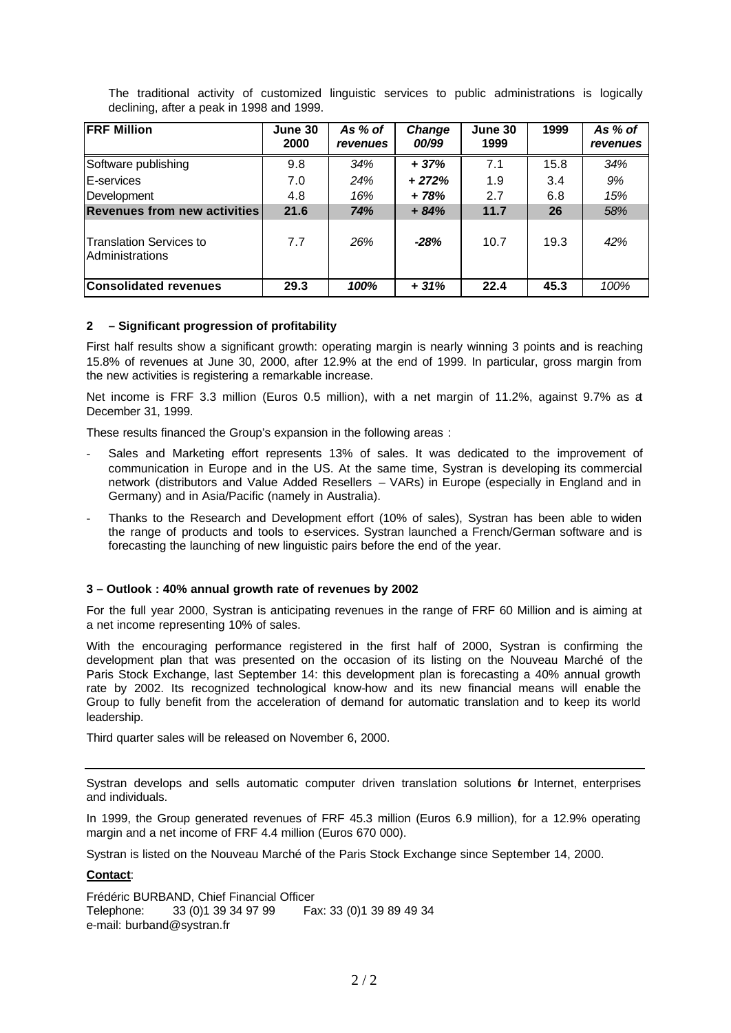The traditional activity of customized linguistic services to public administrations is logically declining, after a peak in 1998 and 1999.

| **FRF Million** | **June 30 2000** | ***As % of revenues*** | ***Change 00/99*** | **June 30 1999** | **1999** | ***As % of revenues*** |
|---|---|---|---|---|---|---|
| Software publishing | 9.8 | *34%* | ***+ 37%*** | 7.1 | 15.8 | *34%* |
| E-services | 7.0 | *24%* | ***+ 272%*** | 1.9 | 3.4 | *9%* |
| Development | 4.8 | *16%* | ***+ 78%*** | 2.7 | 6.8 | *15%* |
| **Revenues from new activities** | **21.6** | ***74%*** | ***+ 84%*** | **11.7** | **26** | *58%* |
| Translation Services to Administrations | 7.7 | *26%* | ***-28%*** | 10.7 | 19.3 | *42%* |
| **Consolidated revenues** | **29.3** | ***100%*** | ***+ 31%*** | **22.4** | **45.3** | *100%* |

### 2 – Significant progression of profitability

First half results show a significant growth: operating margin is nearly winning 3 points and is reaching 15.8% of revenues at June 30, 2000, after 12.9% at the end of 1999. In particular, gross margin from the new activities is registering a remarkable increase.

Net income is FRF 3.3 million (Euros 0.5 million), with a net margin of 11.2%, against 9.7% as at December 31, 1999.

These results financed the Group's expansion in the following areas :

- Sales and Marketing effort represents 13% of sales. It was dedicated to the improvement of communication in Europe and in the US. At the same time, Systran is developing its commercial network (distributors and Value Added Resellers – VARs) in Europe (especially in England and in Germany) and in Asia/Pacific (namely in Australia).
- Thanks to the Research and Development effort (10% of sales), Systran has been able to widen the range of products and tools to e-services. Systran launched a French/German software and is forecasting the launching of new linguistic pairs before the end of the year.

### 3 – Outlook : 40% annual growth rate of revenues by 2002

For the full year 2000, Systran is anticipating revenues in the range of FRF 60 Million and is aiming at a net income representing 10% of sales.

With the encouraging performance registered in the first half of 2000, Systran is confirming the development plan that was presented on the occasion of its listing on the Nouveau Marché of the Paris Stock Exchange, last September 14: this development plan is forecasting a 40% annual growth rate by 2002. Its recognized technological know-how and its new financial means will enable the Group to fully benefit from the acceleration of demand for automatic translation and to keep its world leadership.

Third quarter sales will be released on November 6, 2000.

---

Systran develops and sells automatic computer driven translation solutions for Internet, enterprises and individuals.

In 1999, the Group generated revenues of FRF 45.3 million (Euros 6.9 million), for a 12.9% operating margin and a net income of FRF 4.4 million (Euros 670 000).

Systran is listed on the Nouveau Marché of the Paris Stock Exchange since September 14, 2000.

**Contact**:

Frédéric BURBAND, Chief Financial Officer
Telephone: 33 (0)1 39 34 97 99 Fax: 33 (0)1 39 89 49 34
e-mail: burband@systran.fr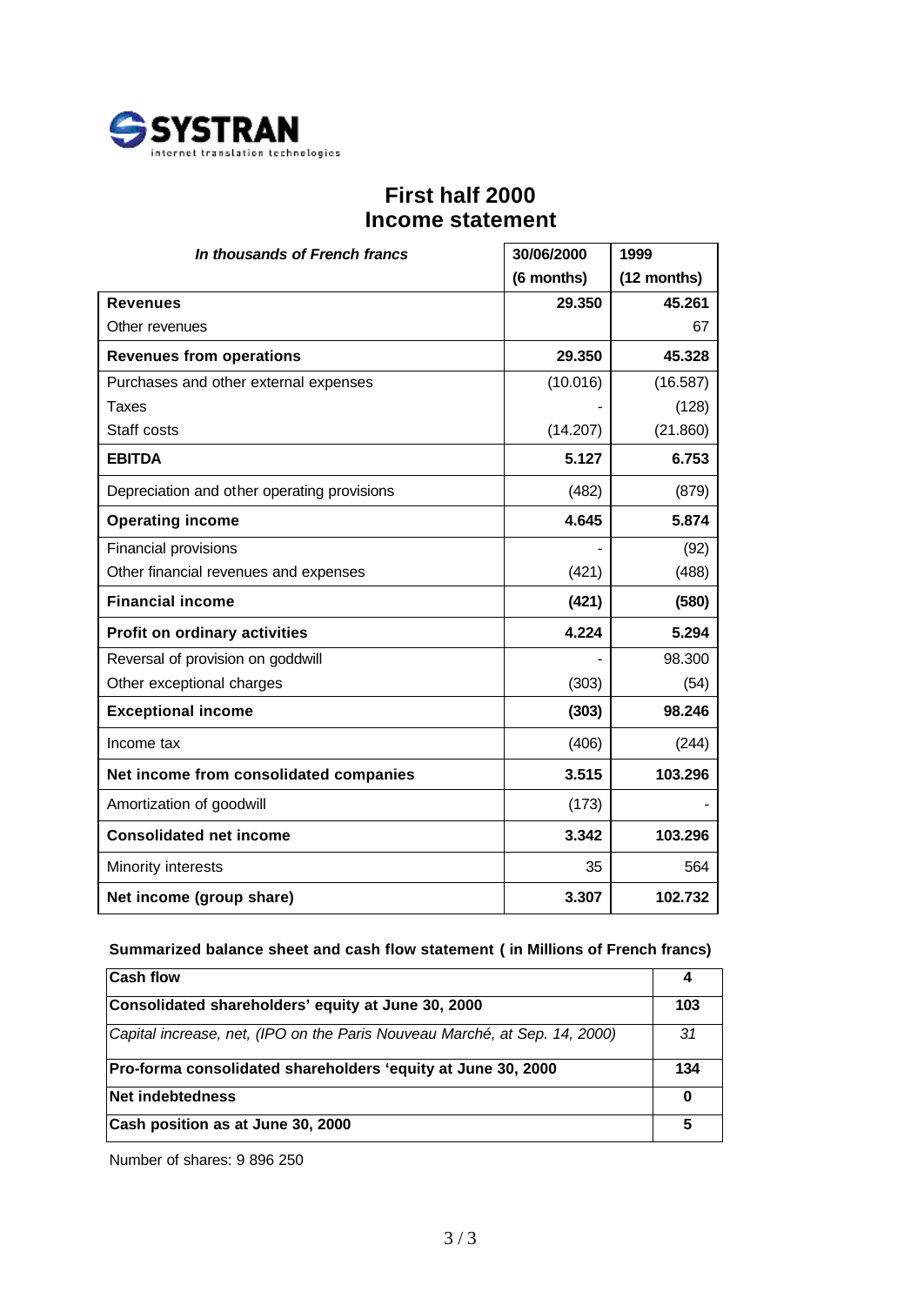**SYSTRAN**
internet translation technologies

# First half 2000
# Income statement

| *In thousands of French francs* | 30/06/2000 (6 months) | 1999 (12 months) |
|---|---|---|
| **Revenues** | **29.350** | **45.261** |
| Other revenues | | 67 |
| **Revenues from operations** | **29.350** | **45.328** |
| Purchases and other external expenses | (10.016) | (16.587) |
| Taxes | - | (128) |
| Staff costs | (14.207) | (21.860) |
| **EBITDA** | **5.127** | **6.753** |
| Depreciation and other operating provisions | (482) | (879) |
| **Operating income** | **4.645** | **5.874** |
| Financial provisions | - | (92) |
| Other financial revenues and expenses | (421) | (488) |
| **Financial income** | **(421)** | **(580)** |
| **Profit on ordinary activities** | **4.224** | **5.294** |
| Reversal of provision on goddwill | - | 98.300 |
| Other exceptional charges | (303) | (54) |
| **Exceptional income** | **(303)** | **98.246** |
| Income tax | (406) | (244) |
| **Net income from consolidated companies** | **3.515** | **103.296** |
| Amortization of goodwill | (173) | - |
| **Consolidated net income** | **3.342** | **103.296** |
| Minority interests | 35 | 564 |
| **Net income (group share)** | **3.307** | **102.732** |

**Summarized balance sheet and cash flow statement ( in Millions of French francs)**

| | |
|---|---|
| **Cash flow** | **4** |
| **Consolidated shareholders' equity at June 30, 2000** | **103** |
| *Capital increase, net, (IPO on the Paris Nouveau Marché, at Sep. 14, 2000)* | *31* |
| **Pro-forma consolidated shareholders 'equity at June 30, 2000** | **134** |
| **Net indebtedness** | **0** |
| **Cash position as at June 30, 2000** | **5** |

Number of shares: 9 896 250